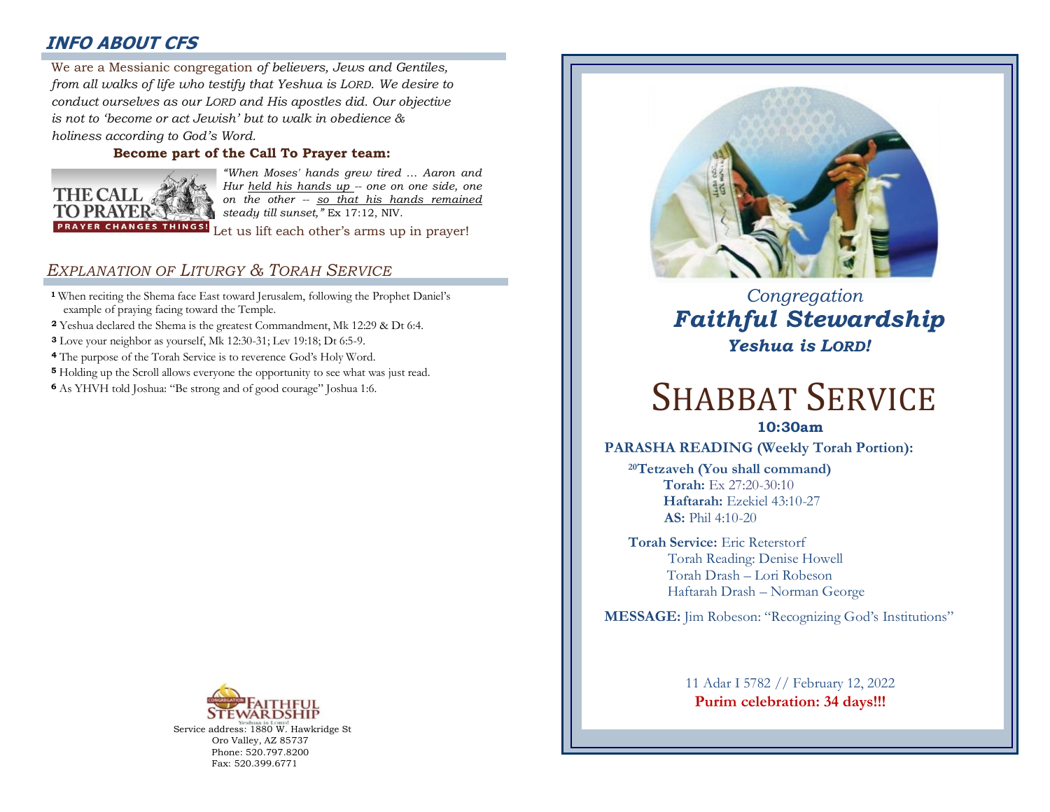## INFO ABOUT CFS

We are a Messianic congregation *of believers, Jews and Gentiles, from all walks of life who testify that Yeshua is LORD. We desire to conduct ourselves as our LORD and His apostles did. Our objective is not to 'become or act Jewish' but to walk in obedience & holiness according to God's Word.*

**Become part of the Call To Prayer team:**

THE CALL TO PRAYER — PRAYER CHANGES THINGS!

*"When Moses' hands grew tired ... Aaron and Hur held his hands up -- one on one side, one on the other -- so that his hands remained steady till sunset,"* Ex 17:12, NIV.

Let us lift each other's arms up in prayer!

## *EXPLANATION OF LITURGY & TORAH SERVICE*

[1] When reciting the Shema face East toward Jerusalem, following the Prophet Daniel's example of praying facing toward the Temple.

[2] Yeshua declared the Shema is the greatest Commandment, Mk 12:29 & Dt 6:4.

[3] Love your neighbor as yourself, Mk 12:30-31; Lev 19:18; Dt 6:5-9.

[4] The purpose of the Torah Service is to reverence God's Holy Word.

[5] Holding up the Scroll allows everyone the opportunity to see what was just read.

[6] As YHVH told Joshua: "Be strong and of good courage" Joshua 1:6.

Congregation Faithful Stewardship — Yeshua is Lord!

Service address: 1880 W. Hawkridge St
Oro Valley, AZ 85737
Phone: 520.797.8200
Fax: 520.399.6771

*Congregation*
***Faithful Stewardship***
***Yeshua is LORD!***

# SHABBAT SERVICE

**10:30am**

**PARASHA READING (Weekly Torah Portion):**

[20]**Tetzaveh (You shall command)**
**Torah:** Ex 27:20-30:10
**Haftarah:** Ezekiel 43:10-27
**AS:** Phil 4:10-20

**Torah Service:** Eric Reterstorf
Torah Reading: Denise Howell
Torah Drash – Lori Robeson
Haftarah Drash – Norman George

**MESSAGE:** Jim Robeson: "Recognizing God's Institutions"

11 Adar I 5782 // February 12, 2022
**Purim celebration: 34 days!!!**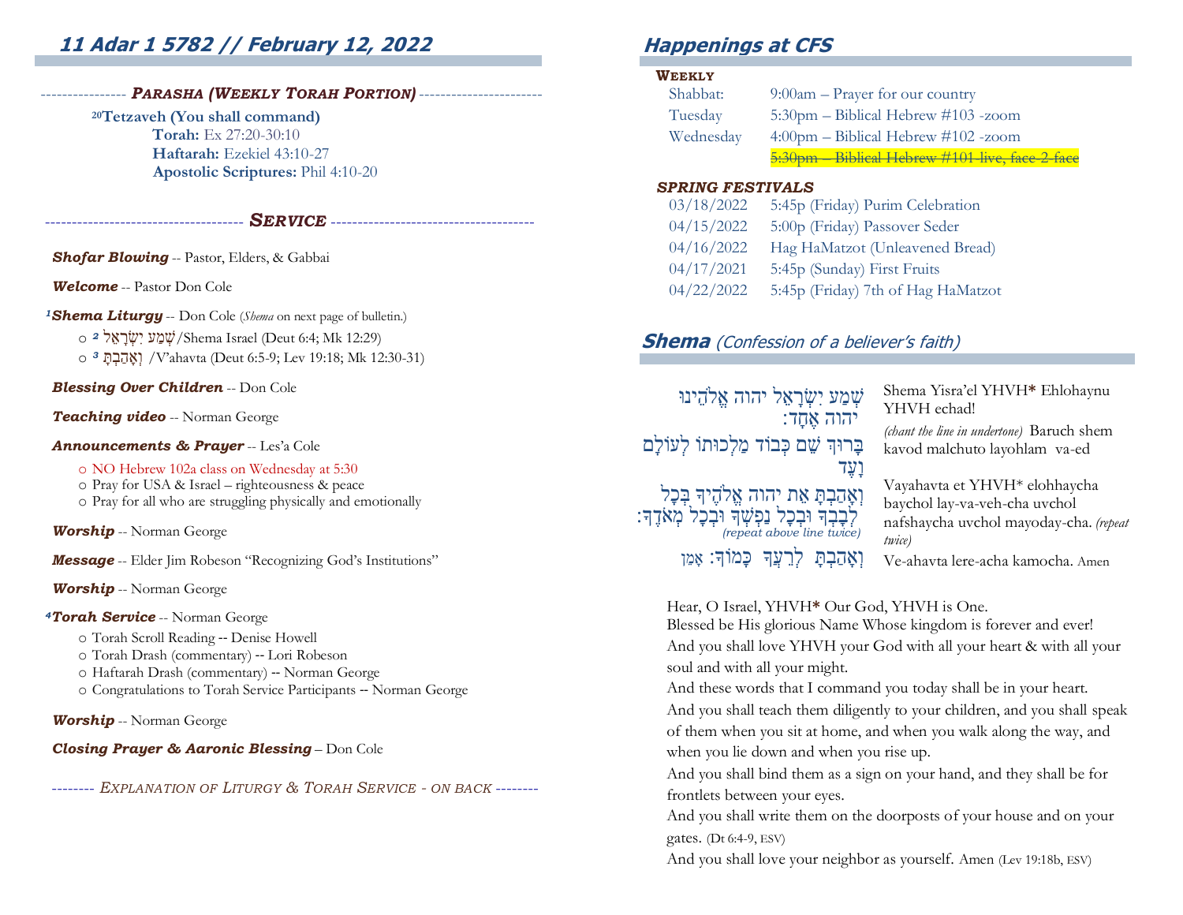# *11 Adar 1 5782 // February 12, 2022*

---------------- ***PARASHA (WEEKLY TORAH PORTION)*** -----------------------

[20]**Tetzaveh (You shall command)**

**Torah:** Ex 27:20-30:10

**Haftarah:** Ezekiel 43:10-27

**Apostolic Scriptures:** Phil 4:10-20

------------------------------------- ***SERVICE*** -------------------------------------

***Shofar Blowing*** -- Pastor, Elders, & Gabbai

***Welcome*** -- Pastor Don Cole

[1]***Shema Liturgy*** -- Don Cole (*Shema* on next page of bulletin.)

- [2] שְׁמַע יִשְׂרָאֵל/Shema Israel (Deut 6:4; Mk 12:29)
- [3] וְאָהַבְתָּ /V'ahavta (Deut 6:5-9; Lev 19:18; Mk 12:30-31)

***Blessing Over Children*** -- Don Cole

***Teaching video*** -- Norman George

***Announcements & Prayer*** -- Les'a Cole

- NO Hebrew 102a class on Wednesday at 5:30
- Pray for USA & Israel – righteousness & peace
- Pray for all who are struggling physically and emotionally

***Worship*** -- Norman George

***Message*** -- Elder Jim Robeson "Recognizing God's Institutions"

***Worship*** -- Norman George

[4]***Torah Service*** -- Norman George

- Torah Scroll Reading -- Denise Howell
- Torah Drash (commentary) -- Lori Robeson
- Haftarah Drash (commentary) -- Norman George
- Congratulations to Torah Service Participants -- Norman George

***Worship*** -- Norman George

***Closing Prayer & Aaronic Blessing*** – Don Cole

-------- *EXPLANATION OF LITURGY & TORAH SERVICE - ON BACK* --------

# *Happenings at CFS*

**WEEKLY**

| | |
|---|---|
| Shabbat: | 9:00am – Prayer for our country |
| Tuesday | 5:30pm – Biblical Hebrew #103 -zoom |
| Wednesday | 4:00pm – Biblical Hebrew #102 -zoom |
| | ~~5:30pm – Biblical Hebrew #101-live, face-2-face~~ |

***SPRING FESTIVALS***

| | |
|---|---|
| 03/18/2022 | 5:45p (Friday) Purim Celebration |
| 04/15/2022 | 5:00p (Friday) Passover Seder |
| 04/16/2022 | Hag HaMatzot (Unleavened Bread) |
| 04/17/2021 | 5:45p (Sunday) First Fruits |
| 04/22/2022 | 5:45p (Friday) 7th of Hag HaMatzot |

## *Shema (Confession of a believer's faith)*

שְׁמַע יִשְׂרָאֵל יהוה אֱלֹהֵינוּ יהוה אֶחָד:

Shema Yisra'el YHVH* Ehlohaynu YHVH echad!

בָּרוּךְ שֵׁם כְּבוֹד מַלְכוּתוֹ לְעוֹלָם וָעֶד

*(chant the line in undertone)* Baruch shem kavod malchuto layohlam va-ed

וְאָהַבְתָּ אֵת יהוה אֱלֹהֶיךָ בְּכָל לְבָבְךָ וּבְכָל נַפְשְׁךָ וּבְכָל מְאֹדֶךָ:
*(repeat above line twice)*

Vayahavta et YHVH* elohhaycha baychol lay-va-veh-cha uvchol nafshaycha uvchol mayoday-cha. *(repeat twice)*

וְאָהַבְתָּ לְרֵעֲךָ כָּמוֹךָ: אָמֵן

Ve-ahavta lere-acha kamocha. Amen

Hear, O Israel, YHVH* Our God, YHVH is One.
Blessed be His glorious Name Whose kingdom is forever and ever!
And you shall love YHVH your God with all your heart & with all your soul and with all your might.
And these words that I command you today shall be in your heart.
And you shall teach them diligently to your children, and you shall speak of them when you sit at home, and when you walk along the way, and when you lie down and when you rise up.
And you shall bind them as a sign on your hand, and they shall be for frontlets between your eyes.
And you shall write them on the doorposts of your house and on your gates. (Dt 6:4-9, ESV)
And you shall love your neighbor as yourself. Amen (Lev 19:18b, ESV)